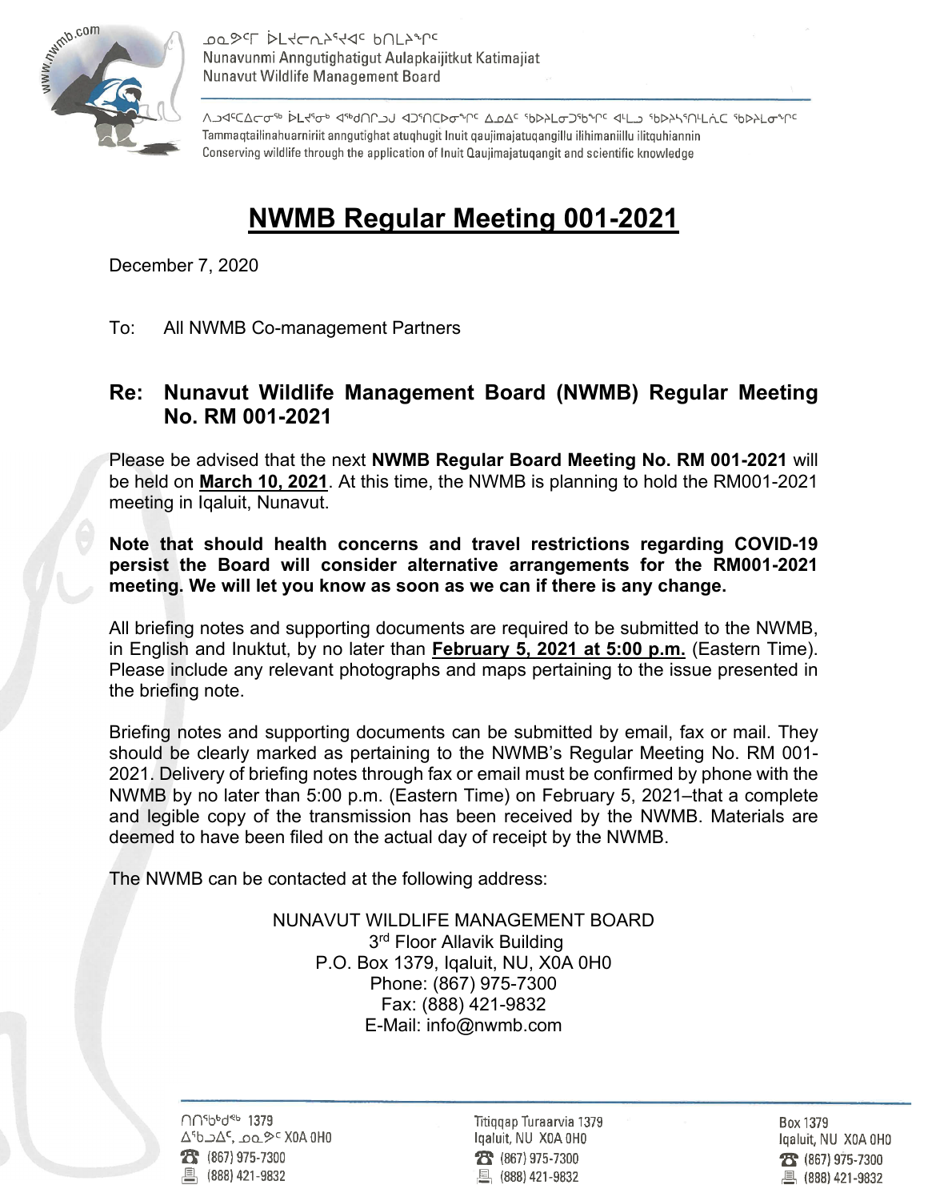ᓄᓇᕗᑦᒥ ᐆᒪᔪᓕᕆᔨᒃᑯᑦ ᑲᑎᒪᔨᖏᑦ
Nunavunmi Anngutighatigut Aulapkaijijtkut Katimajiat
Nunavut Wildlife Management Board

ᐱᓗᐊᑦᑕᐃᓕᓂᖅ ᐆᒪᔪᓂᒃ ᐊᖅᑯᑎᒋᓗᒍ ᐃᓄᐃᑦ ᖃᐅᔨᒪᔭᑐᖃᖏᑦ ᐊᒻᒪᓗ ᖃᐅᔨᓴᕐᓂᒃᑯᑦ ᖃᐅᔨᒪᓂᖏᑦ
Tammaqtailinahuarniriit anngutighat atuqhugit Inuit qaujimajatuqangillu ilihimaniillu ilitquhiannin
Conserving wildlife through the application of Inuit Qaujimajatuqangit and scientific knowledge

# NWMB Regular Meeting 001-2021

December 7, 2020

To: All NWMB Co-management Partners

## Re: Nunavut Wildlife Management Board (NWMB) Regular Meeting No. RM 001-2021

Please be advised that the next **NWMB Regular Board Meeting No. RM 001-2021** will be held on **March 10, 2021**. At this time, the NWMB is planning to hold the RM001-2021 meeting in Iqaluit, Nunavut.

**Note that should health concerns and travel restrictions regarding COVID-19 persist the Board will consider alternative arrangements for the RM001-2021 meeting. We will let you know as soon as we can if there is any change.**

All briefing notes and supporting documents are required to be submitted to the NWMB, in English and Inuktut, by no later than **February 5, 2021 at 5:00 p.m.** (Eastern Time). Please include any relevant photographs and maps pertaining to the issue presented in the briefing note.

Briefing notes and supporting documents can be submitted by email, fax or mail. They should be clearly marked as pertaining to the NWMB's Regular Meeting No. RM 001-2021. Delivery of briefing notes through fax or email must be confirmed by phone with the NWMB by no later than 5:00 p.m. (Eastern Time) on February 5, 2021–that a complete and legible copy of the transmission has been received by the NWMB. Materials are deemed to have been filed on the actual day of receipt by the NWMB.

The NWMB can be contacted at the following address:

NUNAVUT WILDLIFE MANAGEMENT BOARD
3rd Floor Allavik Building
P.O. Box 1379, Iqaluit, NU, X0A 0H0
Phone: (867) 975-7300
Fax: (888) 421-9832
E-Mail: info@nwmb.com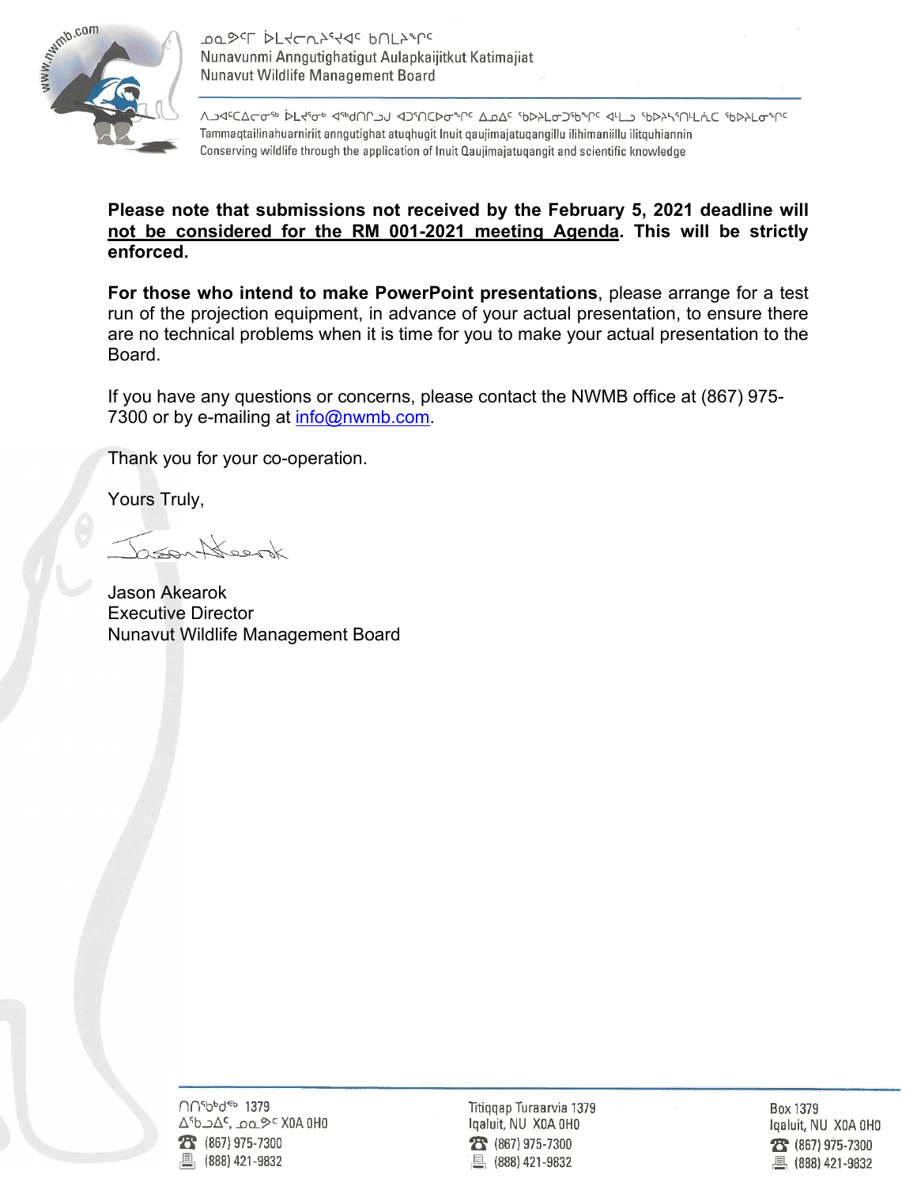**Please note that submissions not received by the February 5, 2021 deadline will not be considered for the RM 001-2021 meeting Agenda. This will be strictly enforced.**

**For those who intend to make PowerPoint presentations**, please arrange for a test run of the projection equipment, in advance of your actual presentation, to ensure there are no technical problems when it is time for you to make your actual presentation to the Board.

If you have any questions or concerns, please contact the NWMB office at (867) 975-7300 or by e-mailing at info@nwmb.com.

Thank you for your co-operation.

Yours Truly,

Jason Akearok

Jason Akearok
Executive Director
Nunavut Wildlife Management Board